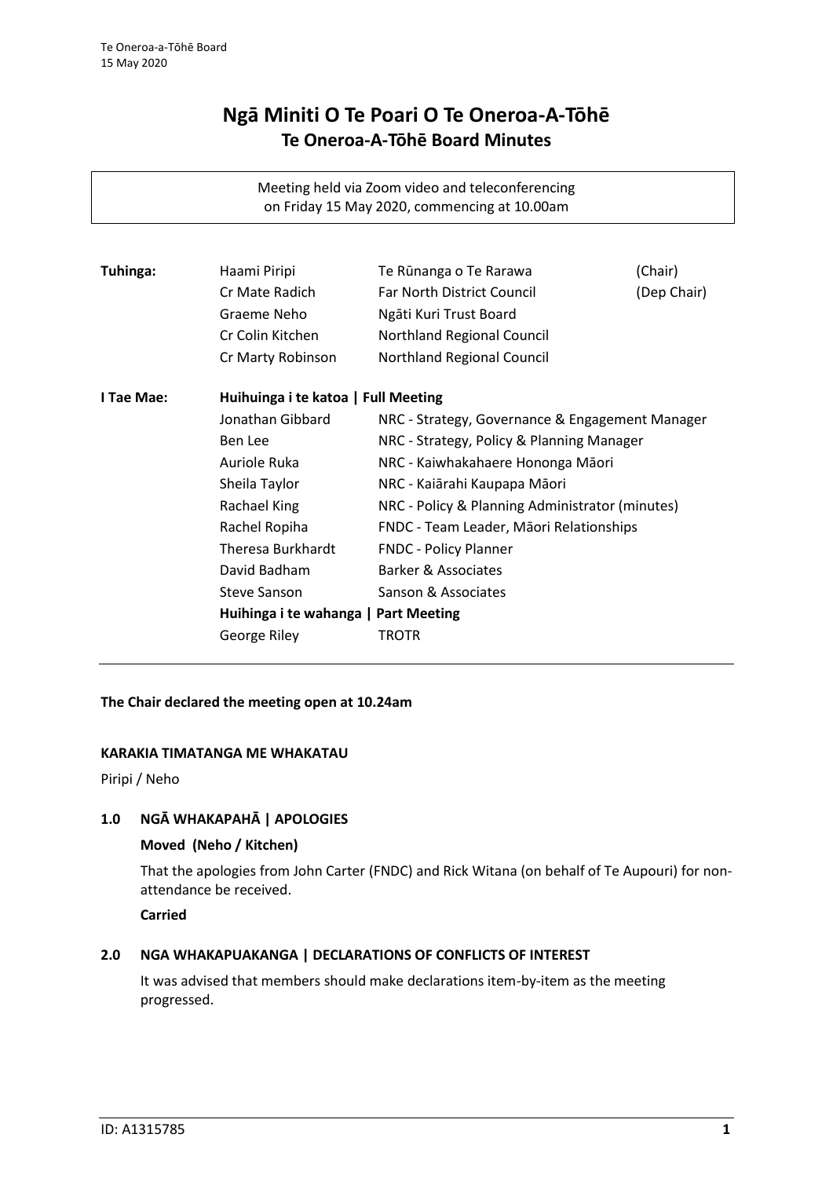# Ngā Miniti O Te Poari O Te Oneroa-A-Tōhē

## Te Oneroa-A-Tōhē Board Minutes

Meeting held via Zoom video and teleconferencing
on Friday 15 May 2020, commencing at 10.00am

| | | | |
|---|---|---|---|
| **Tuhinga:** | Haami Piripi | Te Rūnanga o Te Rarawa | (Chair) |
| | Cr Mate Radich | Far North District Council | (Dep Chair) |
| | Graeme Neho | Ngāti Kuri Trust Board | |
| | Cr Colin Kitchen | Northland Regional Council | |
| | Cr Marty Robinson | Northland Regional Council | |
| **I Tae Mae:** | **Huihuinga i te katoa \| Full Meeting** | | |
| | Jonathan Gibbard | NRC - Strategy, Governance & Engagement Manager | |
| | Ben Lee | NRC - Strategy, Policy & Planning Manager | |
| | Auriole Ruka | NRC - Kaiwhakahaere Hononga Māori | |
| | Sheila Taylor | NRC - Kaiārahi Kaupapa Māori | |
| | Rachael King | NRC - Policy & Planning Administrator (minutes) | |
| | Rachel Ropiha | FNDC - Team Leader, Māori Relationships | |
| | Theresa Burkhardt | FNDC - Policy Planner | |
| | David Badham | Barker & Associates | |
| | Steve Sanson | Sanson & Associates | |
| | **Huihinga i te wahanga \| Part Meeting** | | |
| | George Riley | TROTR | |

**The Chair declared the meeting open at 10.24am**

**KARAKIA TIMATANGA ME WHAKATAU**

Piripi / Neho

### 1.0 NGĀ WHAKAPAHĀ | APOLOGIES

**Moved (Neho / Kitchen)**

That the apologies from John Carter (FNDC) and Rick Witana (on behalf of Te Aupouri) for non-attendance be received.

**Carried**

### 2.0 NGA WHAKAPUAKANGA | DECLARATIONS OF CONFLICTS OF INTEREST

It was advised that members should make declarations item-by-item as the meeting progressed.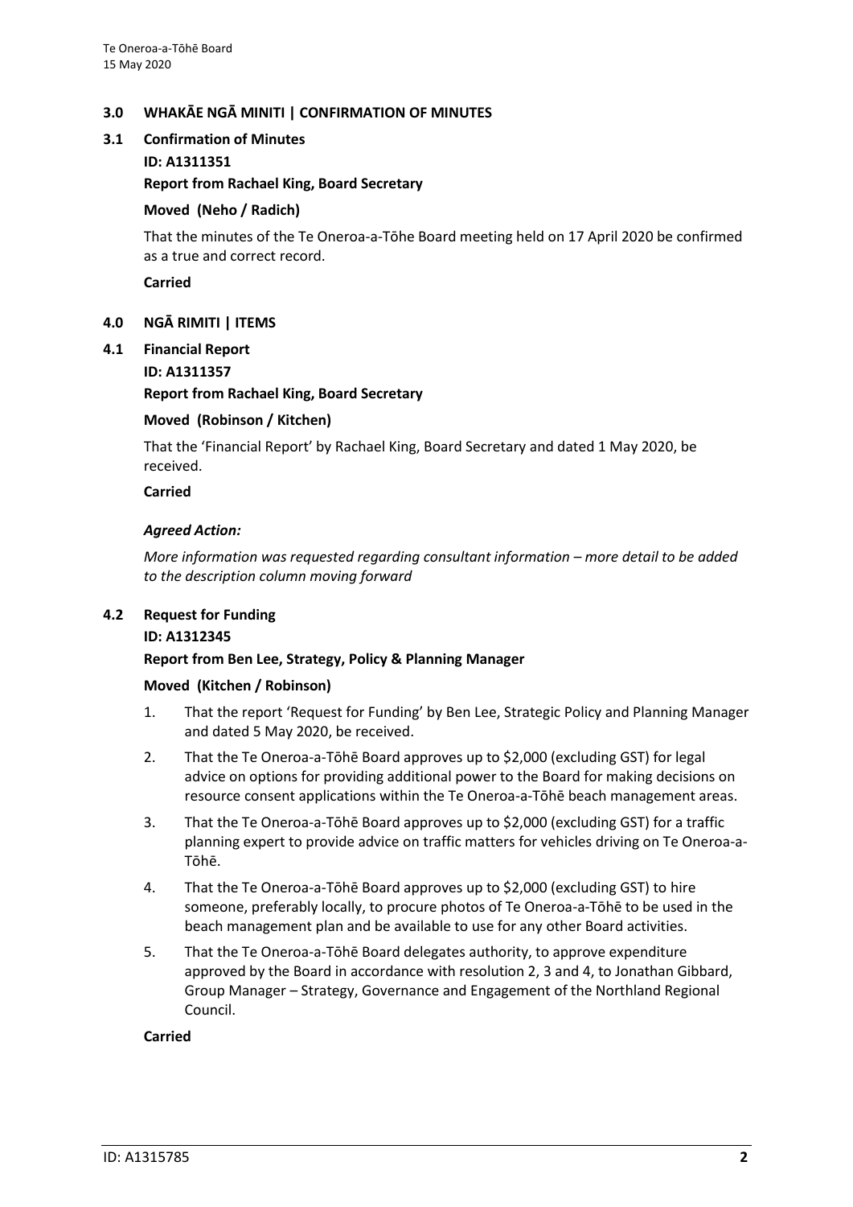## 3.0 WHAKĀE NGĀ MINITI | CONFIRMATION OF MINUTES

### 3.1 Confirmation of Minutes

**ID: A1311351**

**Report from Rachael King, Board Secretary**

**Moved (Neho / Radich)**

That the minutes of the Te Oneroa-a-Tōhe Board meeting held on 17 April 2020 be confirmed as a true and correct record.

**Carried**

## 4.0 NGĀ RIMITI | ITEMS

### 4.1 Financial Report

**ID: A1311357**

**Report from Rachael King, Board Secretary**

**Moved (Robinson / Kitchen)**

That the 'Financial Report' by Rachael King, Board Secretary and dated 1 May 2020, be received.

**Carried**

***Agreed Action:***

*More information was requested regarding consultant information – more detail to be added to the description column moving forward*

### 4.2 Request for Funding

**ID: A1312345**

**Report from Ben Lee, Strategy, Policy & Planning Manager**

**Moved (Kitchen / Robinson)**

1. That the report 'Request for Funding' by Ben Lee, Strategic Policy and Planning Manager and dated 5 May 2020, be received.
2. That the Te Oneroa-a-Tōhē Board approves up to $2,000 (excluding GST) for legal advice on options for providing additional power to the Board for making decisions on resource consent applications within the Te Oneroa-a-Tōhē beach management areas.
3. That the Te Oneroa-a-Tōhē Board approves up to $2,000 (excluding GST) for a traffic planning expert to provide advice on traffic matters for vehicles driving on Te Oneroa-a-Tōhē.
4. That the Te Oneroa-a-Tōhē Board approves up to $2,000 (excluding GST) to hire someone, preferably locally, to procure photos of Te Oneroa-a-Tōhē to be used in the beach management plan and be available to use for any other Board activities.
5. That the Te Oneroa-a-Tōhē Board delegates authority, to approve expenditure approved by the Board in accordance with resolution 2, 3 and 4, to Jonathan Gibbard, Group Manager – Strategy, Governance and Engagement of the Northland Regional Council.

**Carried**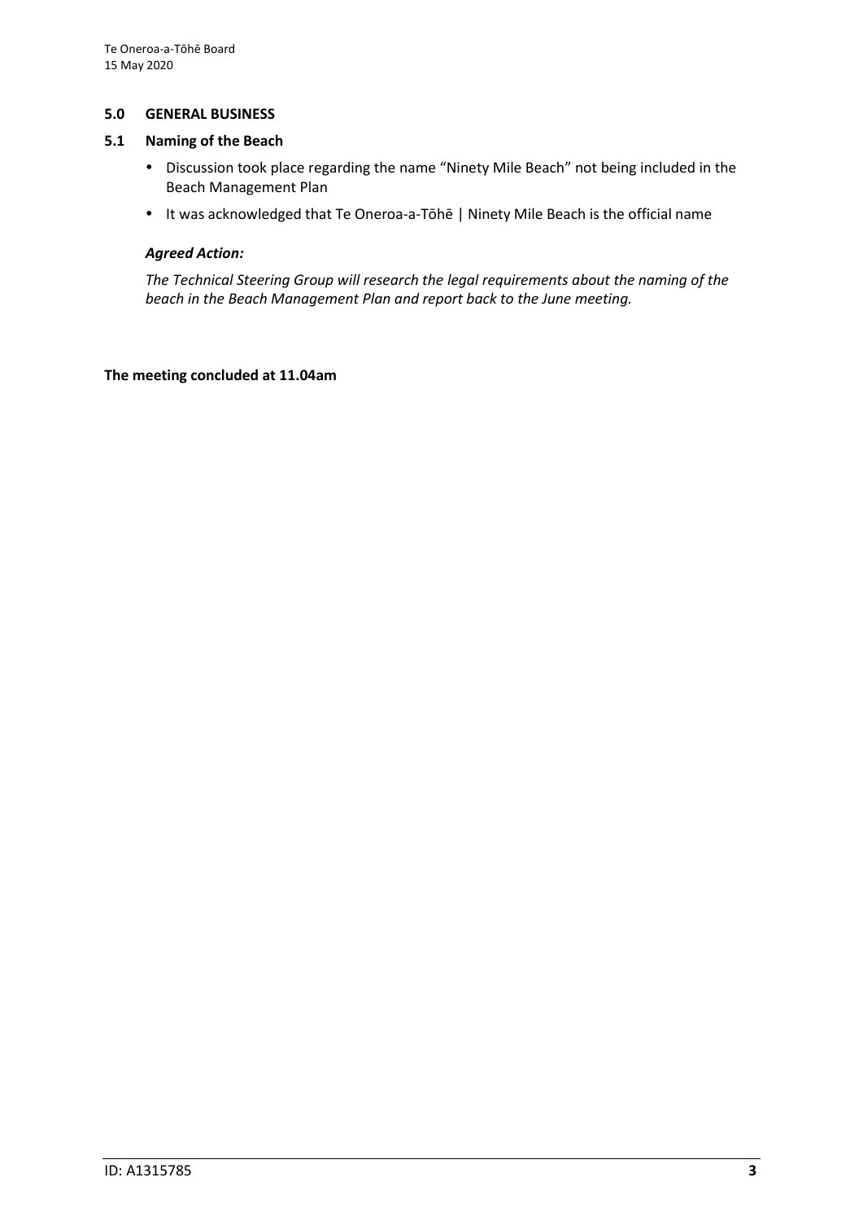## 5.0 GENERAL BUSINESS

### 5.1 Naming of the Beach

- Discussion took place regarding the name "Ninety Mile Beach" not being included in the Beach Management Plan
- It was acknowledged that Te Oneroa-a-Tōhē | Ninety Mile Beach is the official name

***Agreed Action:***

*The Technical Steering Group will research the legal requirements about the naming of the beach in the Beach Management Plan and report back to the June meeting.*

**The meeting concluded at 11.04am**